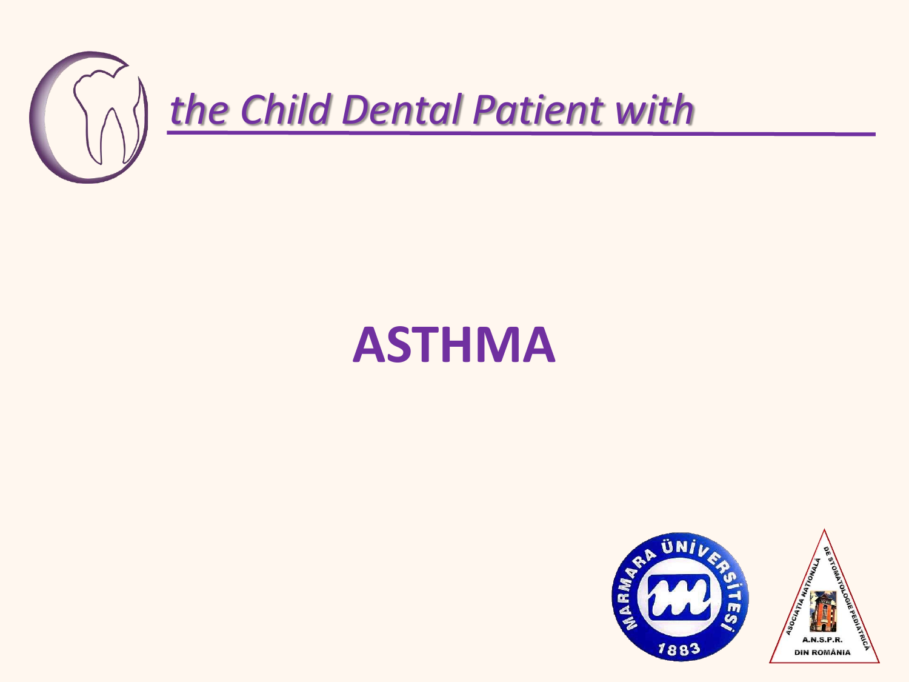*the Child Dental Patient with*

# ASTHMA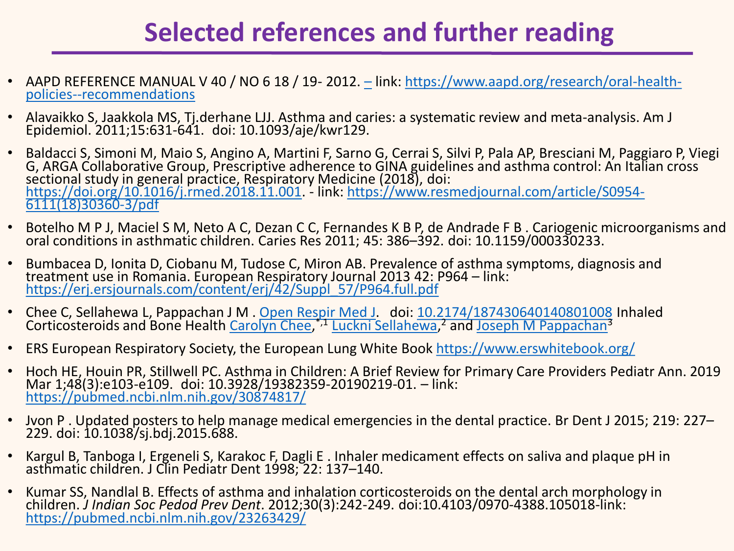# Selected references and further reading

- AAPD REFERENCE MANUAL V 40 / NO 6 18 / 19- 2012. – link: https://www.aapd.org/research/oral-health-policies--recommendations
- Alavaikko S, Jaakkola MS, Tj.derhane LJJ. Asthma and caries: a systematic review and meta-analysis. Am J Epidemiol. 2011;15:631-641. doi: 10.1093/aje/kwr129.
- Baldacci S, Simoni M, Maio S, Angino A, Martini F, Sarno G, Cerrai S, Silvi P, Pala AP, Bresciani M, Paggiaro P, Viegi G, ARGA Collaborative Group, Prescriptive adherence to GINA guidelines and asthma control: An Italian cross sectional study in general practice, Respiratory Medicine (2018), doi: https://doi.org/10.1016/j.rmed.2018.11.001. - link: https://www.resmedjournal.com/article/S0954-6111(18)30360-3/pdf
- Botelho M P J, Maciel S M, Neto A C, Dezan C C, Fernandes K B P, de Andrade F B . Cariogenic microorganisms and oral conditions in asthmatic children. Caries Res 2011; 45: 386–392. doi: 10.1159/000330233.
- Bumbacea D, Ionita D, Ciobanu M, Tudose C, Miron AB. Prevalence of asthma symptoms, diagnosis and treatment use in Romania. European Respiratory Journal 2013 42: P964 – link: https://erj.ersjournals.com/content/erj/42/Suppl_57/P964.full.pdf
- Chee C, Sellahewa L, Pappachan J M . Open Respir Med J. doi: 10.2174/1874306401408010008 Inhaled Corticosteroids and Bone Health Carolyn Chee,*,1 Luckni Sellahewa,[2] and Joseph M Pappachan[3]
- ERS European Respiratory Society, the European Lung White Book https://www.erswhitebook.org/
- Hoch HE, Houin PR, Stillwell PC. Asthma in Children: A Brief Review for Primary Care Providers Pediatr Ann. 2019 Mar 1;48(3):e103-e109. doi: 10.3928/19382359-20190219-01. – link: https://pubmed.ncbi.nlm.nih.gov/30874817/
- Jvon P . Updated posters to help manage medical emergencies in the dental practice. Br Dent J 2015; 219: 227–229. doi: 10.1038/sj.bdj.2015.688.
- Kargul B, Tanboga I, Ergeneli S, Karakoc F, Dagli E . Inhaler medicament effects on saliva and plaque pH in asthmatic children. J Clin Pediatr Dent 1998; 22: 137–140.
- Kumar SS, Nandlal B. Effects of asthma and inhalation corticosteroids on the dental arch morphology in children. *J Indian Soc Pedod Prev Dent*. 2012;30(3):242-249. doi:10.4103/0970-4388.105018-link: https://pubmed.ncbi.nlm.nih.gov/23263429/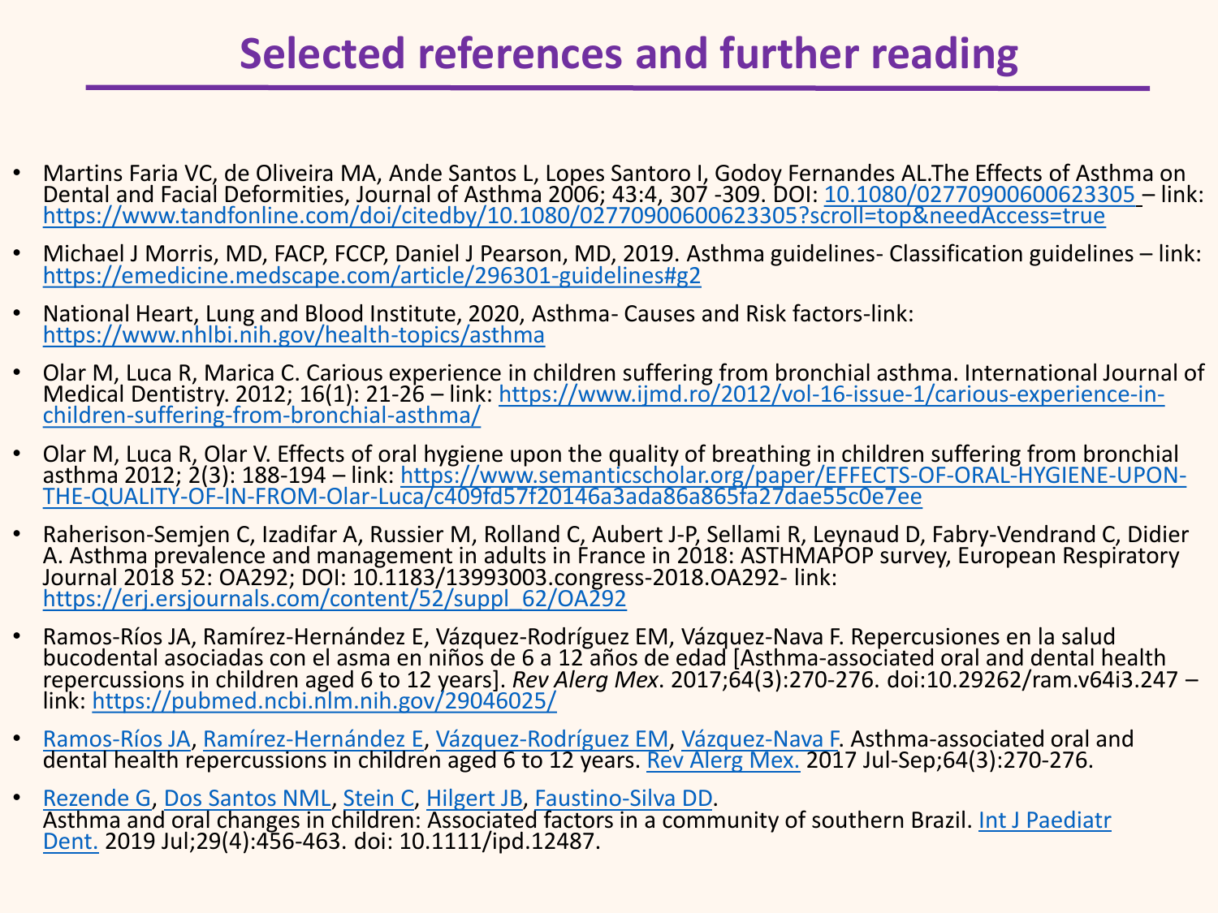# Selected references and further reading

- Martins Faria VC, de Oliveira MA, Ande Santos L, Lopes Santoro I, Godoy Fernandes AL.The Effects of Asthma on Dental and Facial Deformities, Journal of Asthma 2006; 43:4, 307 -309. DOI: 10.1080/02770900600623305 – link: https://www.tandfonline.com/doi/citedby/10.1080/02770900600623305?scroll=top&needAccess=true
- Michael J Morris, MD, FACP, FCCP, Daniel J Pearson, MD, 2019. Asthma guidelines- Classification guidelines – link: https://emedicine.medscape.com/article/296301-guidelines#g2
- National Heart, Lung and Blood Institute, 2020, Asthma- Causes and Risk factors-link: https://www.nhlbi.nih.gov/health-topics/asthma
- Olar M, Luca R, Marica C. Carious experience in children suffering from bronchial asthma. International Journal of Medical Dentistry. 2012; 16(1): 21-26 – link: https://www.ijmd.ro/2012/vol-16-issue-1/carious-experience-in-children-suffering-from-bronchial-asthma/
- Olar M, Luca R, Olar V. Effects of oral hygiene upon the quality of breathing in children suffering from bronchial asthma 2012; 2(3): 188-194 – link: https://www.semanticscholar.org/paper/EFFECTS-OF-ORAL-HYGIENE-UPON-THE-QUALITY-OF-IN-FROM-Olar-Luca/c409fd57f20146a3ada86a865fa27dae55c0e7ee
- Raherison-Semjen C, Izadifar A, Russier M, Rolland C, Aubert J-P, Sellami R, Leynaud D, Fabry-Vendrand C, Didier A. Asthma prevalence and management in adults in France in 2018: ASTHMAPOP survey, European Respiratory Journal 2018 52: OA292; DOI: 10.1183/13993003.congress-2018.OA292- link: https://erj.ersjournals.com/content/52/suppl_62/OA292
- Ramos-Ríos JA, Ramírez-Hernández E, Vázquez-Rodríguez EM, Vázquez-Nava F. Repercusiones en la salud bucodental asociadas con el asma en niños de 6 a 12 años de edad [Asthma-associated oral and dental health repercussions in children aged 6 to 12 years]. *Rev Alerg Mex*. 2017;64(3):270-276. doi:10.29262/ram.v64i3.247 – link: https://pubmed.ncbi.nlm.nih.gov/29046025/
- Ramos-Ríos JA, Ramírez-Hernández E, Vázquez-Rodríguez EM, Vázquez-Nava F. Asthma-associated oral and dental health repercussions in children aged 6 to 12 years. Rev Alerg Mex. 2017 Jul-Sep;64(3):270-276.
- Rezende G, Dos Santos NML, Stein C, Hilgert JB, Faustino-Silva DD. Asthma and oral changes in children: Associated factors in a community of southern Brazil. Int J Paediatr Dent. 2019 Jul;29(4):456-463. doi: 10.1111/ipd.12487.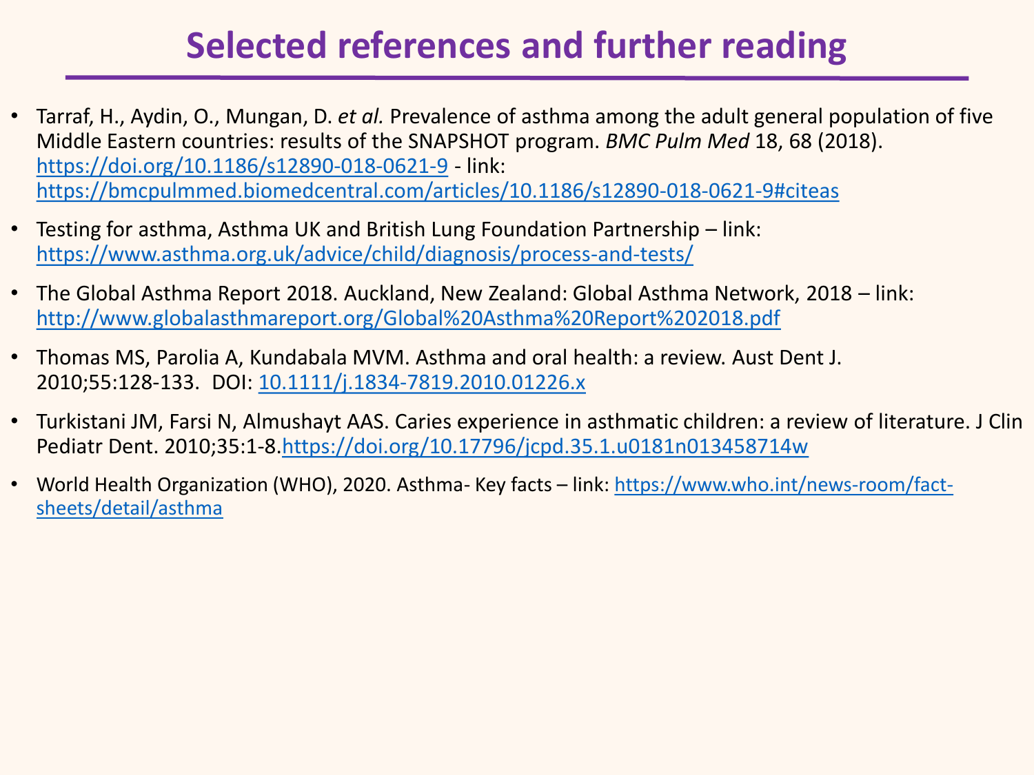# Selected references and further reading

- Tarraf, H., Aydin, O., Mungan, D. *et al.* Prevalence of asthma among the adult general population of five Middle Eastern countries: results of the SNAPSHOT program. *BMC Pulm Med* 18, 68 (2018). https://doi.org/10.1186/s12890-018-0621-9 - link: https://bmcpulmmed.biomedcentral.com/articles/10.1186/s12890-018-0621-9#citeas
- Testing for asthma, Asthma UK and British Lung Foundation Partnership – link: https://www.asthma.org.uk/advice/child/diagnosis/process-and-tests/
- The Global Asthma Report 2018. Auckland, New Zealand: Global Asthma Network, 2018 – link: http://www.globalasthmareport.org/Global%20Asthma%20Report%202018.pdf
- Thomas MS, Parolia A, Kundabala MVM. Asthma and oral health: a review. Aust Dent J. 2010;55:128-133. DOI: 10.1111/j.1834-7819.2010.01226.x
- Turkistani JM, Farsi N, Almushayt AAS. Caries experience in asthmatic children: a review of literature. J Clin Pediatr Dent. 2010;35:1-8.https://doi.org/10.17796/jcpd.35.1.u0181n013458714w
- World Health Organization (WHO), 2020. Asthma- Key facts – link: https://www.who.int/news-room/fact-sheets/detail/asthma